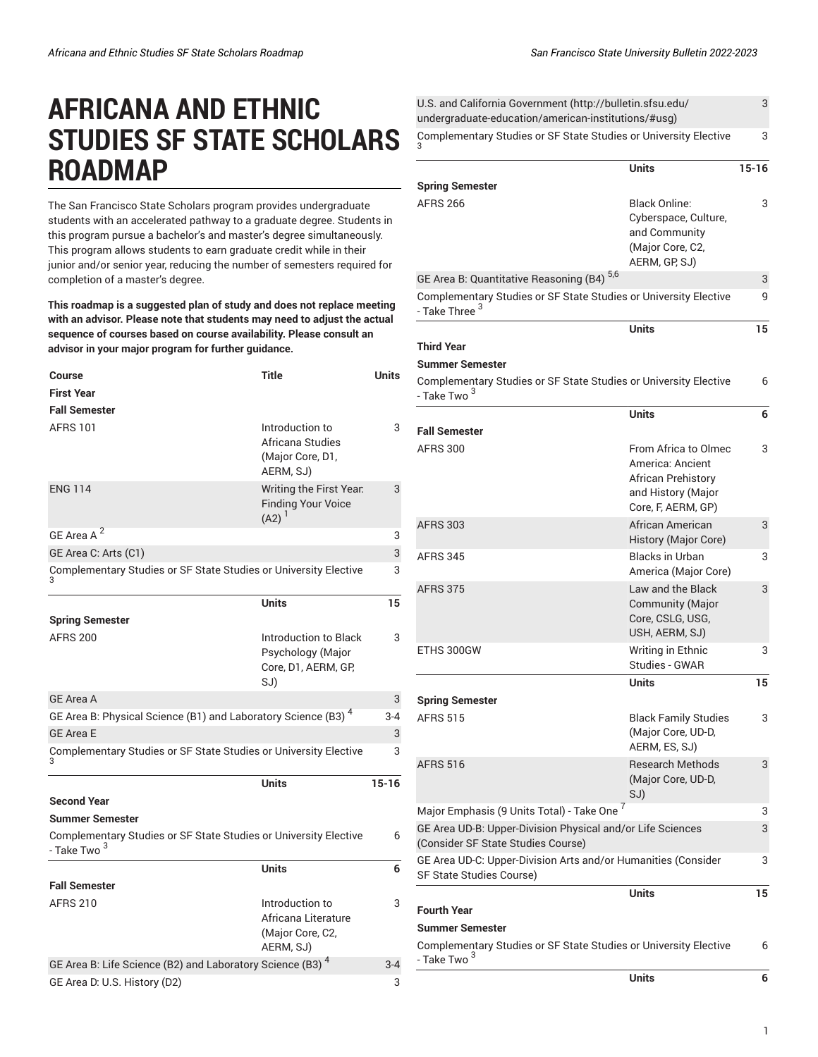# AFRICANA AND ETHNIC STUDIES SF STATE SCHOLARS ROADMAP

The San Francisco State Scholars program provides undergraduate students with an accelerated pathway to a graduate degree. Students in this program pursue a bachelor's and master's degree simultaneously. This program allows students to earn graduate credit while in their junior and/or senior year, reducing the number of semesters required for completion of a master's degree.

**This roadmap is a suggested plan of study and does not replace meeting with an advisor. Please note that students may need to adjust the actual sequence of courses based on course availability. Please consult an advisor in your major program for further guidance.**

| Course | Title | Units |
|---|---|---|
| **First Year** | | |
| **Fall Semester** | | |
| AFRS 101 | Introduction to Africana Studies (Major Core, D1, AERM, SJ) | 3 |
| ENG 114 | Writing the First Year: Finding Your Voice (A2) [1] | 3 |
| GE Area A [2] | | 3 |
| GE Area C: Arts (C1) | | 3 |
| Complementary Studies or SF State Studies or University Elective [3] | | 3 |
| | **Units** | **15** |
| **Spring Semester** | | |
| AFRS 200 | Introduction to Black Psychology (Major Core, D1, AERM, GP, SJ) | 3 |
| GE Area A | | 3 |
| GE Area B: Physical Science (B1) and Laboratory Science (B3) [4] | | 3-4 |
| GE Area E | | 3 |
| Complementary Studies or SF State Studies or University Elective [3] | | 3 |
| | **Units** | **15-16** |
| **Second Year** | | |
| **Summer Semester** | | |
| Complementary Studies or SF State Studies or University Elective - Take Two [3] | | 6 |
| | **Units** | **6** |
| **Fall Semester** | | |
| AFRS 210 | Introduction to Africana Literature (Major Core, C2, AERM, SJ) | 3 |
| GE Area B: Life Science (B2) and Laboratory Science (B3) [4] | | 3-4 |
| GE Area D: U.S. History (D2) | | 3 |
| U.S. and California Government (http://bulletin.sfsu.edu/undergraduate-education/american-institutions/#usg) | | 3 |
| Complementary Studies or SF State Studies or University Elective [3] | | 3 |
| | **Units** | **15-16** |
| **Spring Semester** | | |
| AFRS 266 | Black Online: Cyberspace, Culture, and Community (Major Core, C2, AERM, GP, SJ) | 3 |
| GE Area B: Quantitative Reasoning (B4) [5,6] | | 3 |
| Complementary Studies or SF State Studies or University Elective - Take Three [3] | | 9 |
| | **Units** | **15** |
| **Third Year** | | |
| **Summer Semester** | | |
| Complementary Studies or SF State Studies or University Elective - Take Two [3] | | 6 |
| | **Units** | **6** |
| **Fall Semester** | | |
| AFRS 300 | From Africa to Olmec America: Ancient African Prehistory and History (Major Core, F, AERM, GP) | 3 |
| AFRS 303 | African American History (Major Core) | 3 |
| AFRS 345 | Blacks in Urban America (Major Core) | 3 |
| AFRS 375 | Law and the Black Community (Major Core, CSLG, USG, USH, AERM, SJ) | 3 |
| ETHS 300GW | Writing in Ethnic Studies - GWAR | 3 |
| | **Units** | **15** |
| **Spring Semester** | | |
| AFRS 515 | Black Family Studies (Major Core, UD-D, AERM, ES, SJ) | 3 |
| AFRS 516 | Research Methods (Major Core, UD-D, SJ) | 3 |
| Major Emphasis (9 Units Total) - Take One [7] | | 3 |
| GE Area UD-B: Upper-Division Physical and/or Life Sciences (Consider SF State Studies Course) | | 3 |
| GE Area UD-C: Upper-Division Arts and/or Humanities (Consider SF State Studies Course) | | 3 |
| | **Units** | **15** |
| **Fourth Year** | | |
| **Summer Semester** | | |
| Complementary Studies or SF State Studies or University Elective - Take Two [3] | | 6 |
| | **Units** | **6** |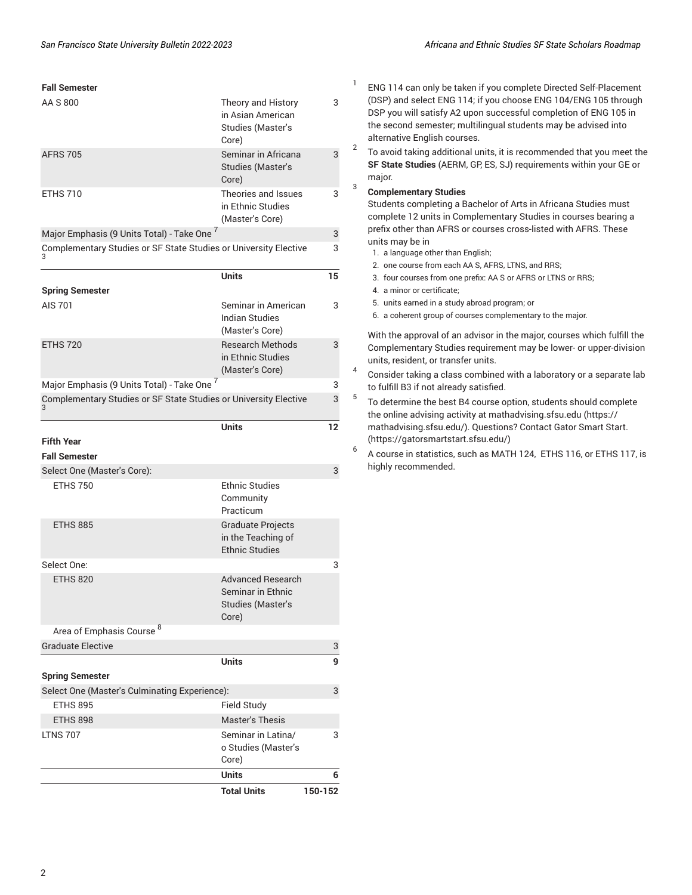| | | |
|---|---|---|
| **Fall Semester** | | |
| AA S 800 | Theory and History in Asian American Studies (Master's Core) | 3 |
| AFRS 705 | Seminar in Africana Studies (Master's Core) | 3 |
| ETHS 710 | Theories and Issues in Ethnic Studies (Master's Core) | 3 |
| Major Emphasis (9 Units Total) - Take One [7] | | 3 |
| Complementary Studies or SF State Studies or University Elective [3] | | 3 |
| | **Units** | **15** |
| **Spring Semester** | | |
| AIS 701 | Seminar in American Indian Studies (Master's Core) | 3 |
| ETHS 720 | Research Methods in Ethnic Studies (Master's Core) | 3 |
| Major Emphasis (9 Units Total) - Take One [7] | | 3 |
| Complementary Studies or SF State Studies or University Elective [3] | | 3 |
| | **Units** | **12** |
| **Fifth Year** | | |
| **Fall Semester** | | |
| Select One (Master's Core): | | 3 |
| ETHS 750 | Ethnic Studies Community Practicum | |
| ETHS 885 | Graduate Projects in the Teaching of Ethnic Studies | |
| Select One: | | 3 |
| ETHS 820 | Advanced Research Seminar in Ethnic Studies (Master's Core) | |
| Area of Emphasis Course [8] | | |
| Graduate Elective | | 3 |
| | **Units** | **9** |
| **Spring Semester** | | |
| Select One (Master's Culminating Experience): | | 3 |
| ETHS 895 | Field Study | |
| ETHS 898 | Master's Thesis | |
| LTNS 707 | Seminar in Latina/o Studies (Master's Core) | 3 |
| | **Units** | **6** |
| | **Total Units** | **150-152** |

1. ENG 114 can only be taken if you complete Directed Self-Placement (DSP) and select ENG 114; if you choose ENG 104/ENG 105 through DSP you will satisfy A2 upon successful completion of ENG 105 in the second semester; multilingual students may be advised into alternative English courses.

2. To avoid taking additional units, it is recommended that you meet the **SF State Studies** (AERM, GP, ES, SJ) requirements within your GE or major.

3. **Complementary Studies**
   Students completing a Bachelor of Arts in Africana Studies must complete 12 units in Complementary Studies in courses bearing a prefix other than AFRS or courses cross-listed with AFRS. These units may be in
   1. a language other than English;
   2. one course from each AA S, AFRS, LTNS, and RRS;
   3. four courses from one prefix: AA S or AFRS or LTNS or RRS;
   4. a minor or certificate;
   5. units earned in a study abroad program; or
   6. a coherent group of courses complementary to the major.

   With the approval of an advisor in the major, courses which fulfill the Complementary Studies requirement may be lower- or upper-division units, resident, or transfer units.

4. Consider taking a class combined with a laboratory or a separate lab to fulfill B3 if not already satisfied.

5. To determine the best B4 course option, students should complete the online advising activity at mathadvising.sfsu.edu (https://mathadvising.sfsu.edu/). Questions? Contact Gator Smart Start. (https://gatorsmartstart.sfsu.edu/)

6. A course in statistics, such as MATH 124, ETHS 116, or ETHS 117, is highly recommended.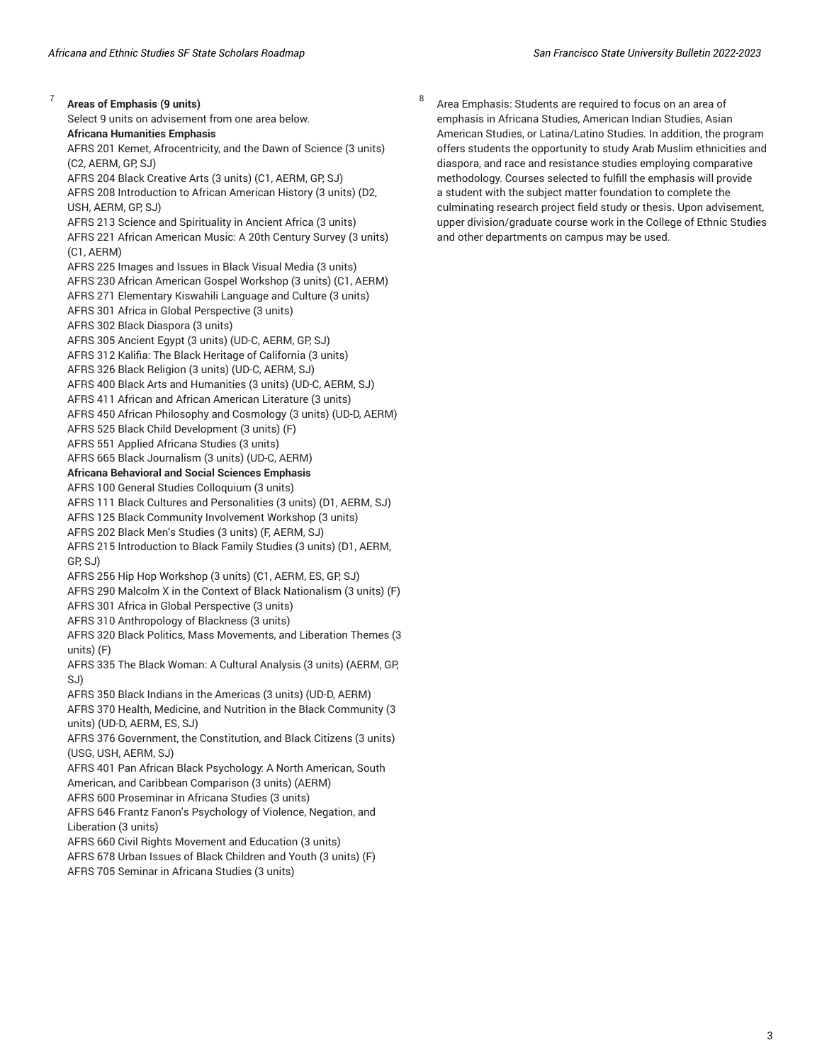[7] **Areas of Emphasis (9 units)**

Select 9 units on advisement from one area below.

**Africana Humanities Emphasis**

AFRS 201 Kemet, Afrocentricity, and the Dawn of Science (3 units) (C2, AERM, GP, SJ)
AFRS 204 Black Creative Arts (3 units) (C1, AERM, GP, SJ)
AFRS 208 Introduction to African American History (3 units) (D2, USH, AERM, GP, SJ)
AFRS 213 Science and Spirituality in Ancient Africa (3 units)
AFRS 221 African American Music: A 20th Century Survey (3 units) (C1, AERM)
AFRS 225 Images and Issues in Black Visual Media (3 units)
AFRS 230 African American Gospel Workshop (3 units) (C1, AERM)
AFRS 271 Elementary Kiswahili Language and Culture (3 units)
AFRS 301 Africa in Global Perspective (3 units)
AFRS 302 Black Diaspora (3 units)
AFRS 305 Ancient Egypt (3 units) (UD-C, AERM, GP, SJ)
AFRS 312 Kalifia: The Black Heritage of California (3 units)
AFRS 326 Black Religion (3 units) (UD-C, AERM, SJ)
AFRS 400 Black Arts and Humanities (3 units) (UD-C, AERM, SJ)
AFRS 411 African and African American Literature (3 units)
AFRS 450 African Philosophy and Cosmology (3 units) (UD-D, AERM)
AFRS 525 Black Child Development (3 units) (F)
AFRS 551 Applied Africana Studies (3 units)
AFRS 665 Black Journalism (3 units) (UD-C, AERM)

**Africana Behavioral and Social Sciences Emphasis**

AFRS 100 General Studies Colloquium (3 units)
AFRS 111 Black Cultures and Personalities (3 units) (D1, AERM, SJ)
AFRS 125 Black Community Involvement Workshop (3 units)
AFRS 202 Black Men's Studies (3 units) (F, AERM, SJ)
AFRS 215 Introduction to Black Family Studies (3 units) (D1, AERM, GP, SJ)
AFRS 256 Hip Hop Workshop (3 units) (C1, AERM, ES, GP, SJ)
AFRS 290 Malcolm X in the Context of Black Nationalism (3 units) (F)
AFRS 301 Africa in Global Perspective (3 units)
AFRS 310 Anthropology of Blackness (3 units)
AFRS 320 Black Politics, Mass Movements, and Liberation Themes (3 units) (F)
AFRS 335 The Black Woman: A Cultural Analysis (3 units) (AERM, GP, SJ)
AFRS 350 Black Indians in the Americas (3 units) (UD-D, AERM)
AFRS 370 Health, Medicine, and Nutrition in the Black Community (3 units) (UD-D, AERM, ES, SJ)
AFRS 376 Government, the Constitution, and Black Citizens (3 units) (USG, USH, AERM, SJ)
AFRS 401 Pan African Black Psychology: A North American, South American, and Caribbean Comparison (3 units) (AERM)
AFRS 600 Proseminar in Africana Studies (3 units)
AFRS 646 Frantz Fanon's Psychology of Violence, Negation, and Liberation (3 units)
AFRS 660 Civil Rights Movement and Education (3 units)
AFRS 678 Urban Issues of Black Children and Youth (3 units) (F)
AFRS 705 Seminar in Africana Studies (3 units)

[8] Area Emphasis: Students are required to focus on an area of emphasis in Africana Studies, American Indian Studies, Asian American Studies, or Latina/Latino Studies. In addition, the program offers students the opportunity to study Arab Muslim ethnicities and diaspora, and race and resistance studies employing comparative methodology. Courses selected to fulfill the emphasis will provide a student with the subject matter foundation to complete the culminating research project field study or thesis. Upon advisement, upper division/graduate course work in the College of Ethnic Studies and other departments on campus may be used.